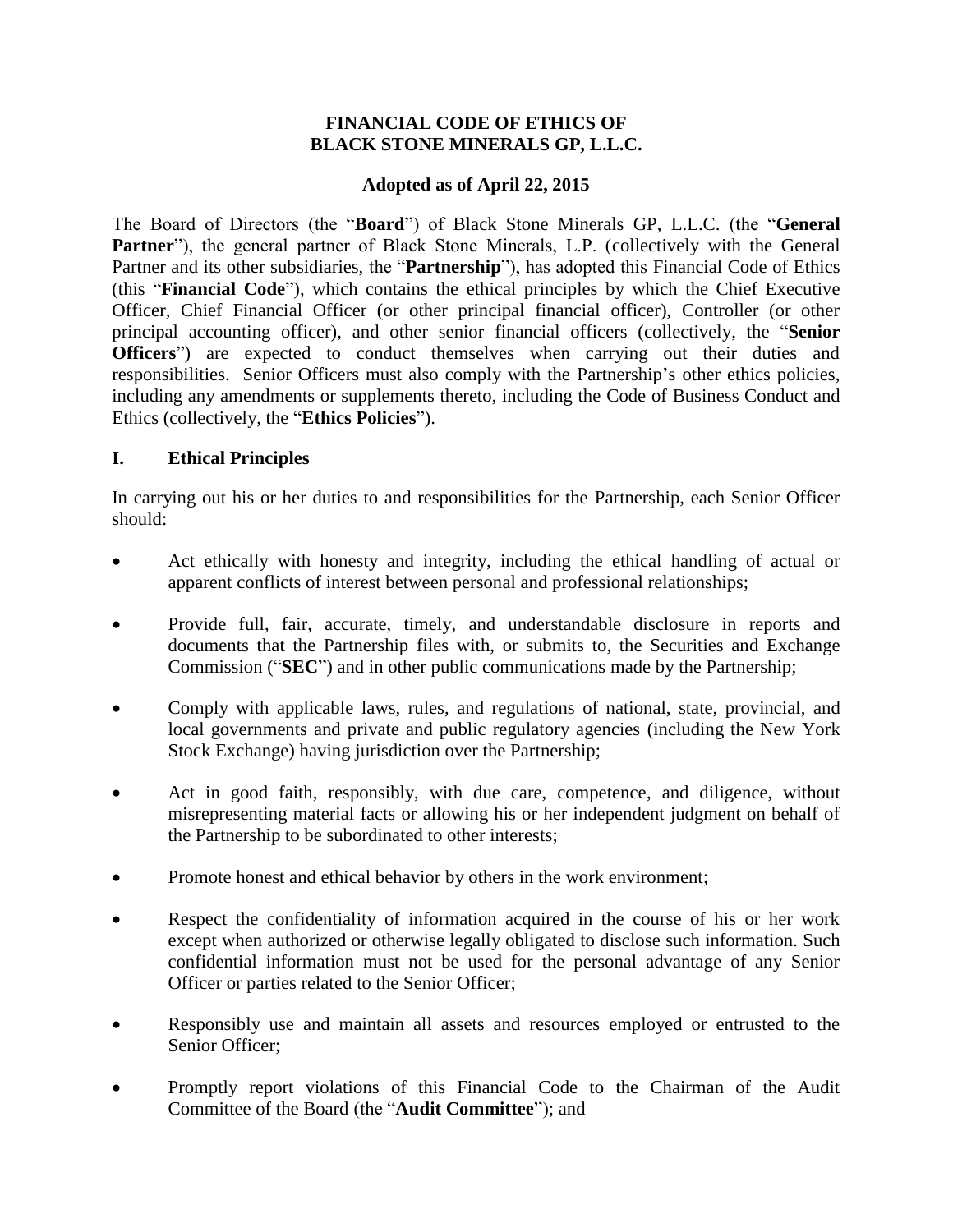# FINANCIAL CODE OF ETHICS OF BLACK STONE MINERALS GP, L.L.C.

**Adopted as of April 22, 2015**

The Board of Directors (the "**Board**") of Black Stone Minerals GP, L.L.C. (the "**General Partner**"), the general partner of Black Stone Minerals, L.P. (collectively with the General Partner and its other subsidiaries, the "**Partnership**"), has adopted this Financial Code of Ethics (this "**Financial Code**"), which contains the ethical principles by which the Chief Executive Officer, Chief Financial Officer (or other principal financial officer), Controller (or other principal accounting officer), and other senior financial officers (collectively, the "**Senior Officers**") are expected to conduct themselves when carrying out their duties and responsibilities. Senior Officers must also comply with the Partnership's other ethics policies, including any amendments or supplements thereto, including the Code of Business Conduct and Ethics (collectively, the "**Ethics Policies**").

## I. Ethical Principles

In carrying out his or her duties to and responsibilities for the Partnership, each Senior Officer should:

- Act ethically with honesty and integrity, including the ethical handling of actual or apparent conflicts of interest between personal and professional relationships;
- Provide full, fair, accurate, timely, and understandable disclosure in reports and documents that the Partnership files with, or submits to, the Securities and Exchange Commission ("**SEC**") and in other public communications made by the Partnership;
- Comply with applicable laws, rules, and regulations of national, state, provincial, and local governments and private and public regulatory agencies (including the New York Stock Exchange) having jurisdiction over the Partnership;
- Act in good faith, responsibly, with due care, competence, and diligence, without misrepresenting material facts or allowing his or her independent judgment on behalf of the Partnership to be subordinated to other interests;
- Promote honest and ethical behavior by others in the work environment;
- Respect the confidentiality of information acquired in the course of his or her work except when authorized or otherwise legally obligated to disclose such information. Such confidential information must not be used for the personal advantage of any Senior Officer or parties related to the Senior Officer;
- Responsibly use and maintain all assets and resources employed or entrusted to the Senior Officer;
- Promptly report violations of this Financial Code to the Chairman of the Audit Committee of the Board (the "**Audit Committee**"); and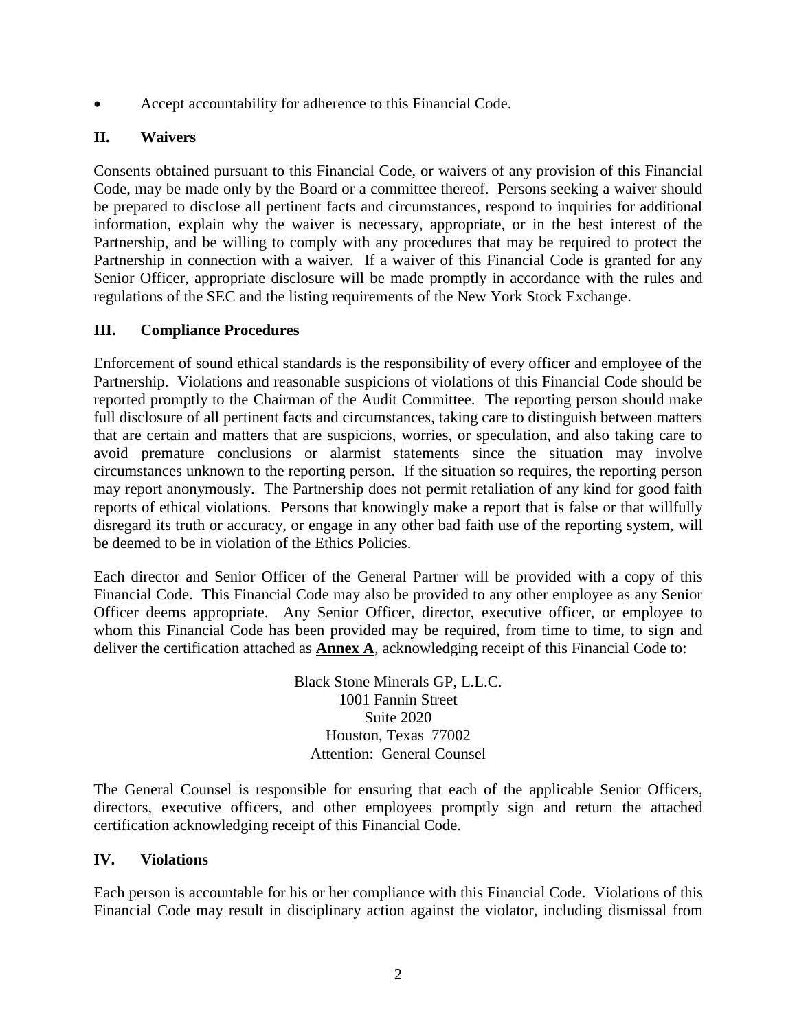- Accept accountability for adherence to this Financial Code.

## II. Waivers

Consents obtained pursuant to this Financial Code, or waivers of any provision of this Financial Code, may be made only by the Board or a committee thereof. Persons seeking a waiver should be prepared to disclose all pertinent facts and circumstances, respond to inquiries for additional information, explain why the waiver is necessary, appropriate, or in the best interest of the Partnership, and be willing to comply with any procedures that may be required to protect the Partnership in connection with a waiver. If a waiver of this Financial Code is granted for any Senior Officer, appropriate disclosure will be made promptly in accordance with the rules and regulations of the SEC and the listing requirements of the New York Stock Exchange.

## III. Compliance Procedures

Enforcement of sound ethical standards is the responsibility of every officer and employee of the Partnership. Violations and reasonable suspicions of violations of this Financial Code should be reported promptly to the Chairman of the Audit Committee. The reporting person should make full disclosure of all pertinent facts and circumstances, taking care to distinguish between matters that are certain and matters that are suspicions, worries, or speculation, and also taking care to avoid premature conclusions or alarmist statements since the situation may involve circumstances unknown to the reporting person. If the situation so requires, the reporting person may report anonymously. The Partnership does not permit retaliation of any kind for good faith reports of ethical violations. Persons that knowingly make a report that is false or that willfully disregard its truth or accuracy, or engage in any other bad faith use of the reporting system, will be deemed to be in violation of the Ethics Policies.

Each director and Senior Officer of the General Partner will be provided with a copy of this Financial Code. This Financial Code may also be provided to any other employee as any Senior Officer deems appropriate. Any Senior Officer, director, executive officer, or employee to whom this Financial Code has been provided may be required, from time to time, to sign and deliver the certification attached as **Annex A**, acknowledging receipt of this Financial Code to:

Black Stone Minerals GP, L.L.C.
1001 Fannin Street
Suite 2020
Houston, Texas 77002
Attention: General Counsel

The General Counsel is responsible for ensuring that each of the applicable Senior Officers, directors, executive officers, and other employees promptly sign and return the attached certification acknowledging receipt of this Financial Code.

## IV. Violations

Each person is accountable for his or her compliance with this Financial Code. Violations of this Financial Code may result in disciplinary action against the violator, including dismissal from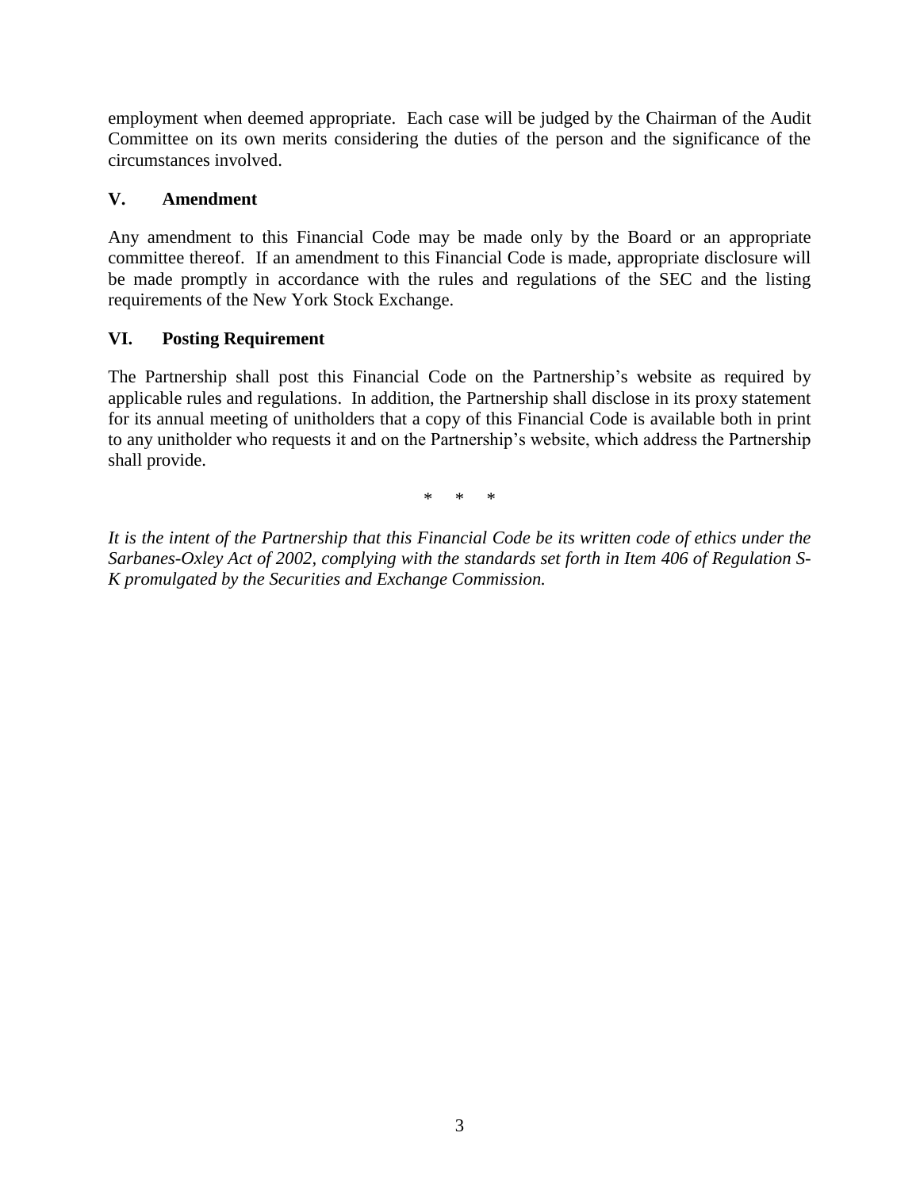employment when deemed appropriate. Each case will be judged by the Chairman of the Audit Committee on its own merits considering the duties of the person and the significance of the circumstances involved.

## V. Amendment

Any amendment to this Financial Code may be made only by the Board or an appropriate committee thereof. If an amendment to this Financial Code is made, appropriate disclosure will be made promptly in accordance with the rules and regulations of the SEC and the listing requirements of the New York Stock Exchange.

## VI. Posting Requirement

The Partnership shall post this Financial Code on the Partnership's website as required by applicable rules and regulations. In addition, the Partnership shall disclose in its proxy statement for its annual meeting of unitholders that a copy of this Financial Code is available both in print to any unitholder who requests it and on the Partnership's website, which address the Partnership shall provide.

\* \* \*

*It is the intent of the Partnership that this Financial Code be its written code of ethics under the Sarbanes-Oxley Act of 2002, complying with the standards set forth in Item 406 of Regulation S-K promulgated by the Securities and Exchange Commission.*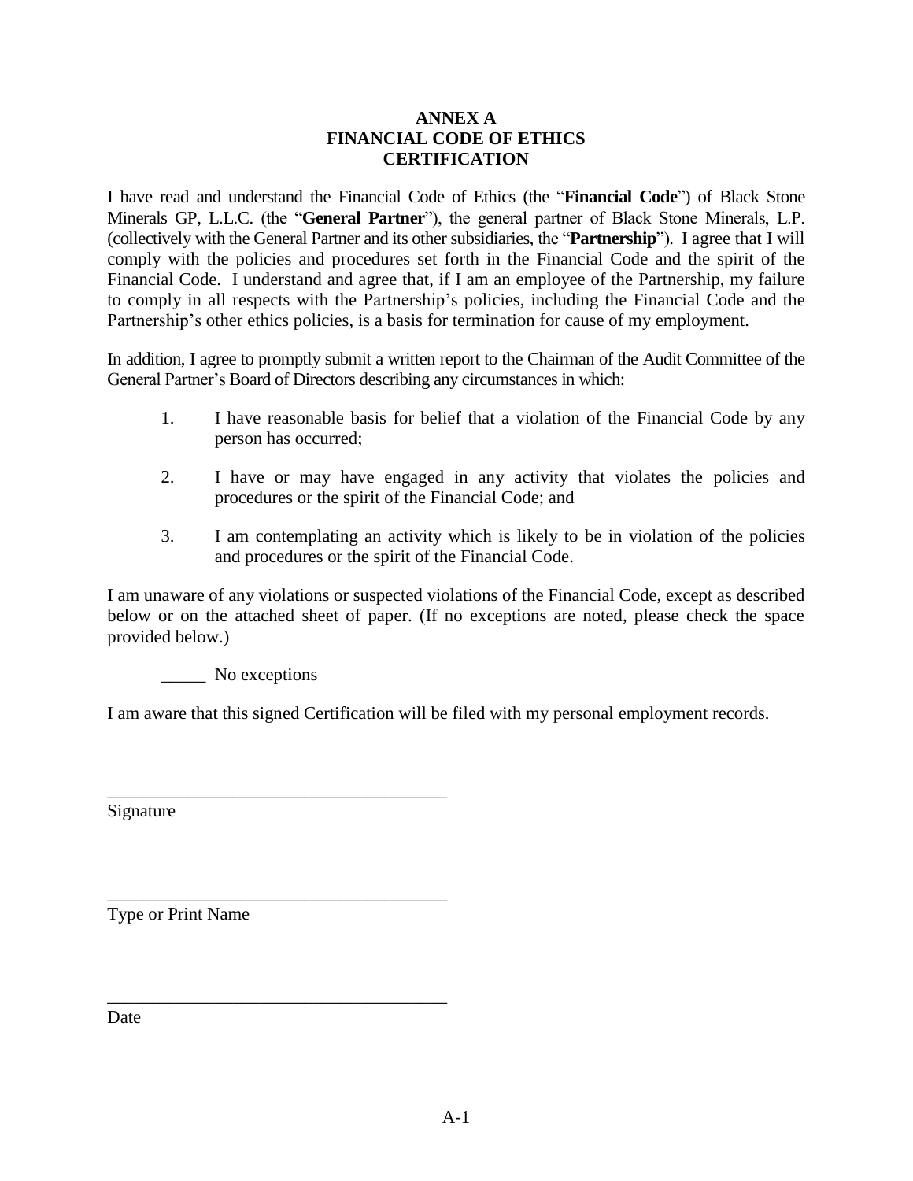**ANNEX A**
**FINANCIAL CODE OF ETHICS**
**CERTIFICATION**

I have read and understand the Financial Code of Ethics (the "**Financial Code**") of Black Stone Minerals GP, L.L.C. (the "**General Partner**"), the general partner of Black Stone Minerals, L.P. (collectively with the General Partner and its other subsidiaries, the "**Partnership**"). I agree that I will comply with the policies and procedures set forth in the Financial Code and the spirit of the Financial Code. I understand and agree that, if I am an employee of the Partnership, my failure to comply in all respects with the Partnership's policies, including the Financial Code and the Partnership's other ethics policies, is a basis for termination for cause of my employment.

In addition, I agree to promptly submit a written report to the Chairman of the Audit Committee of the General Partner's Board of Directors describing any circumstances in which:

1. I have reasonable basis for belief that a violation of the Financial Code by any person has occurred;
2. I have or may have engaged in any activity that violates the policies and procedures or the spirit of the Financial Code; and
3. I am contemplating an activity which is likely to be in violation of the policies and procedures or the spirit of the Financial Code.

I am unaware of any violations or suspected violations of the Financial Code, except as described below or on the attached sheet of paper. (If no exceptions are noted, please check the space provided below.)

_____ No exceptions

I am aware that this signed Certification will be filed with my personal employment records.

______________________________________
Signature

______________________________________
Type or Print Name

______________________________________
Date